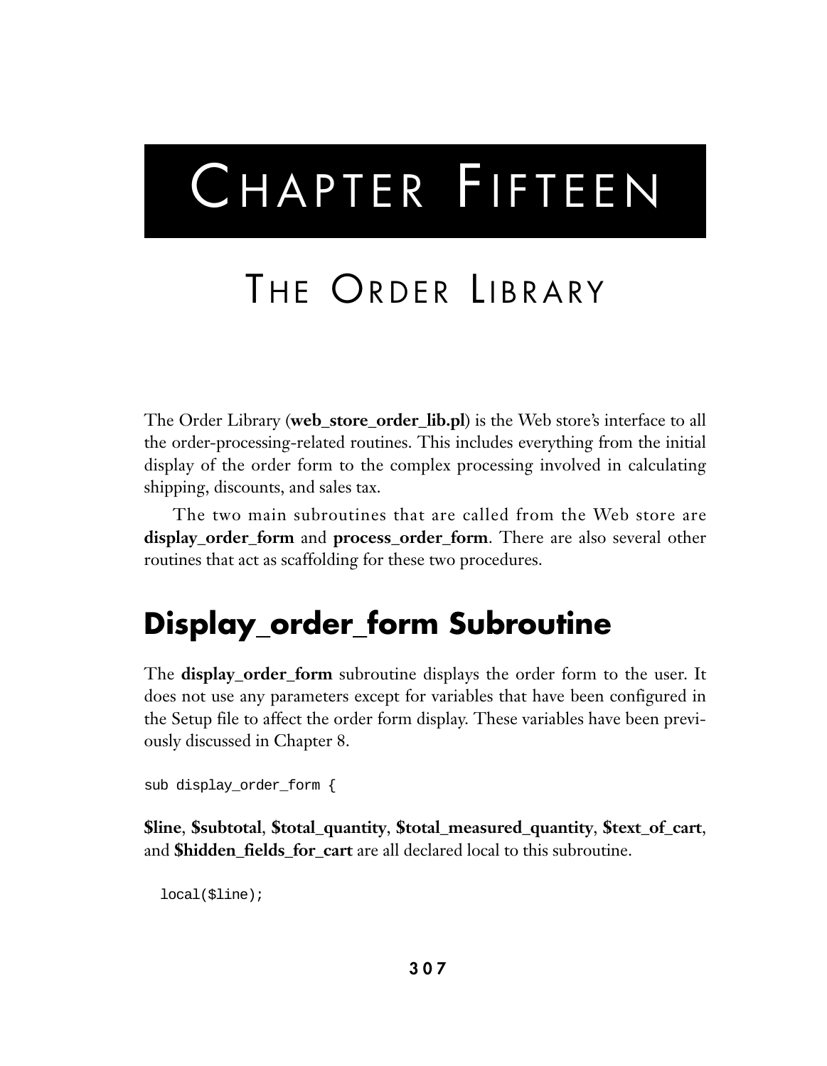# Chapter Fifteen

## The Order Library

The Order Library (**web_store_order_lib.pl**) is the Web store's interface to all the order-processing-related routines. This includes everything from the initial display of the order form to the complex processing involved in calculating shipping, discounts, and sales tax.

The two main subroutines that are called from the Web store are **display_order_form** and **process_order_form**. There are also several other routines that act as scaffolding for these two procedures.

## Display_order_form Subroutine

The **display_order_form** subroutine displays the order form to the user. It does not use any parameters except for variables that have been configured in the Setup file to affect the order form display. These variables have been previously discussed in Chapter 8.

```
sub display_order_form {
```

**$line**, **$subtotal**, **$total_quantity**, **$total_measured_quantity**, **$text_of_cart**, and **$hidden_fields_for_cart** are all declared local to this subroutine.

```
  local($line);
```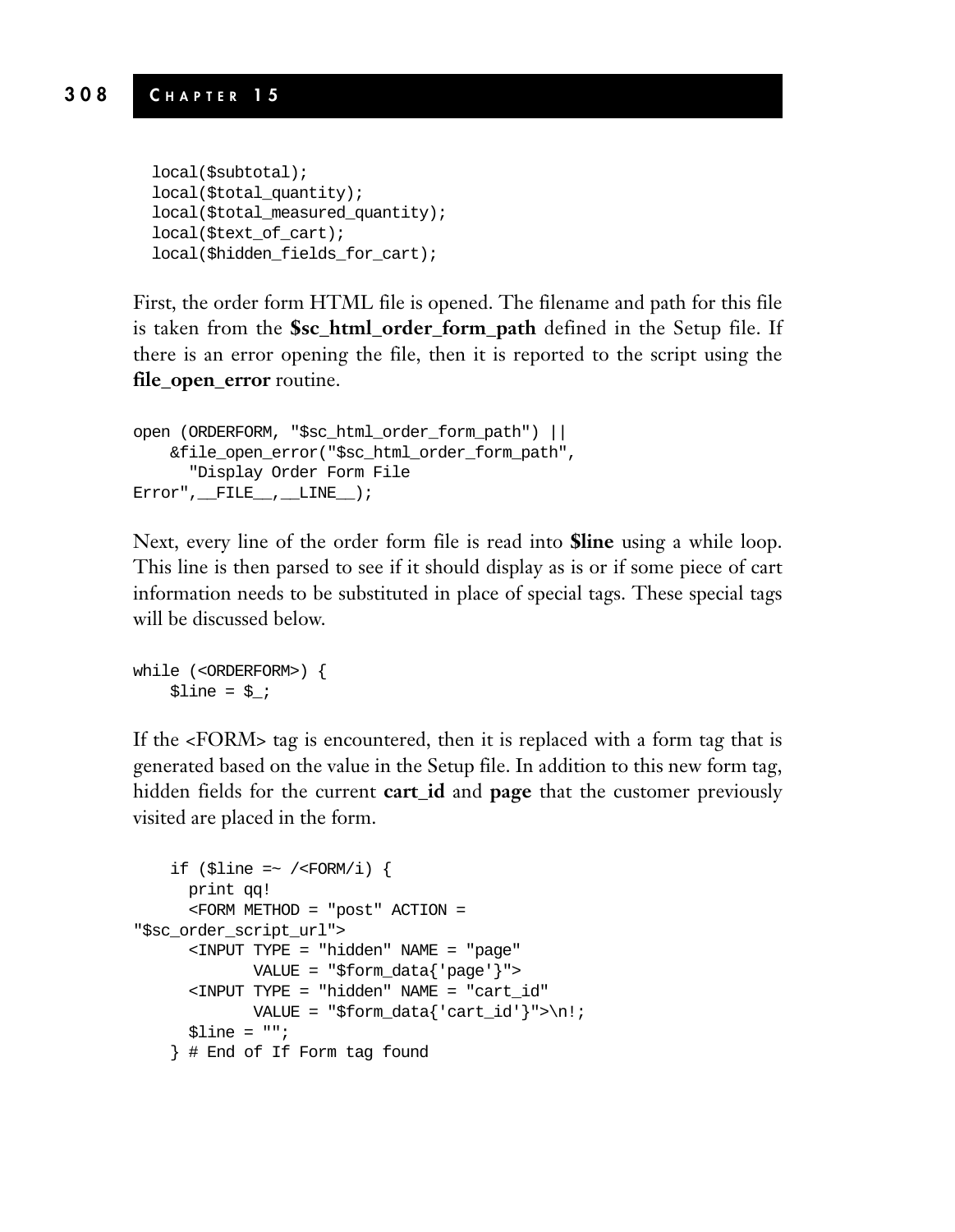```
  local($subtotal);
  local($total_quantity);
  local($total_measured_quantity);
  local($text_of_cart);
  local($hidden_fields_for_cart);
```

First, the order form HTML file is opened. The filename and path for this file is taken from the **$sc_html_order_form_path** defined in the Setup file. If there is an error opening the file, then it is reported to the script using the **file_open_error** routine.

```
open (ORDERFORM, "$sc_html_order_form_path") ||
    &file_open_error("$sc_html_order_form_path",
      "Display Order Form File
Error",__FILE__,__LINE__);
```

Next, every line of the order form file is read into **$line** using a while loop. This line is then parsed to see if it should display as is or if some piece of cart information needs to be substituted in place of special tags. These special tags will be discussed below.

```
while (<ORDERFORM>) {
    $line = $_;
```

If the <FORM> tag is encountered, then it is replaced with a form tag that is generated based on the value in the Setup file. In addition to this new form tag, hidden fields for the current **cart_id** and **page** that the customer previously visited are placed in the form.

```
    if ($line =~ /<FORM/i) {
      print qq!
      <FORM METHOD = "post" ACTION =
"$sc_order_script_url">
      <INPUT TYPE = "hidden" NAME = "page"
             VALUE = "$form_data{'page'}">
      <INPUT TYPE = "hidden" NAME = "cart_id"
             VALUE = "$form_data{'cart_id'}">\n!;
      $line = "";
    } # End of If Form tag found
```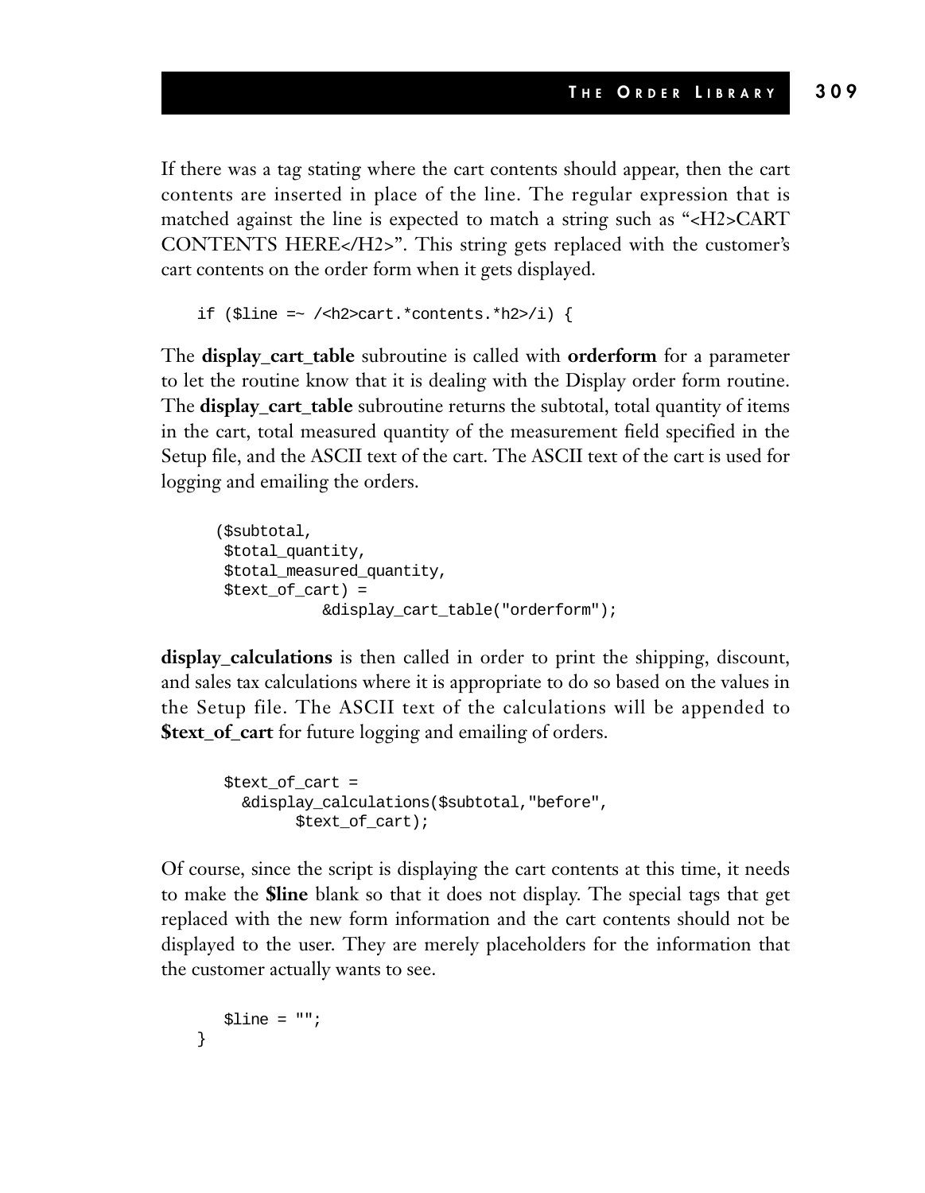If there was a tag stating where the cart contents should appear, then the cart contents are inserted in place of the line. The regular expression that is matched against the line is expected to match a string such as "<H2>CART CONTENTS HERE</H2>". This string gets replaced with the customer's cart contents on the order form when it gets displayed.

```
if ($line =~ /<h2>cart.*contents.*h2>/i) {
```

The **display_cart_table** subroutine is called with **orderform** for a parameter to let the routine know that it is dealing with the Display order form routine. The **display_cart_table** subroutine returns the subtotal, total quantity of items in the cart, total measured quantity of the measurement field specified in the Setup file, and the ASCII text of the cart. The ASCII text of the cart is used for logging and emailing the orders.

```
   ($subtotal,
    $total_quantity,
    $total_measured_quantity,
    $text_of_cart) =
              &display_cart_table("orderform");
```

**display_calculations** is then called in order to print the shipping, discount, and sales tax calculations where it is appropriate to do so based on the values in the Setup file. The ASCII text of the calculations will be appended to **$text_of_cart** for future logging and emailing of orders.

```
    $text_of_cart =
      &display_calculations($subtotal,"before",
            $text_of_cart);
```

Of course, since the script is displaying the cart contents at this time, it needs to make the **$line** blank so that it does not display. The special tags that get replaced with the new form information and the cart contents should not be displayed to the user. They are merely placeholders for the information that the customer actually wants to see.

```
    $line = "";
}
```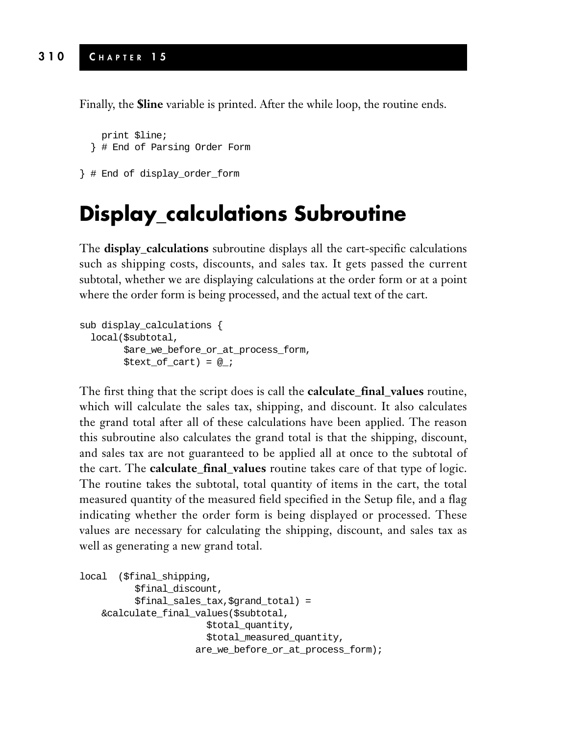Finally, the **$line** variable is printed. After the while loop, the routine ends.

```
    print $line;
  } # End of Parsing Order Form

} # End of display_order_form
```

# Display_calculations Subroutine

The **display_calculations** subroutine displays all the cart-specific calculations such as shipping costs, discounts, and sales tax. It gets passed the current subtotal, whether we are displaying calculations at the order form or at a point where the order form is being processed, and the actual text of the cart.

```
sub display_calculations {
  local($subtotal,
        $are_we_before_or_at_process_form,
        $text_of_cart) = @_;
```

The first thing that the script does is call the **calculate_final_values** routine, which will calculate the sales tax, shipping, and discount. It also calculates the grand total after all of these calculations have been applied. The reason this subroutine also calculates the grand total is that the shipping, discount, and sales tax are not guaranteed to be applied all at once to the subtotal of the cart. The **calculate_final_values** routine takes care of that type of logic. The routine takes the subtotal, total quantity of items in the cart, the total measured quantity of the measured field specified in the Setup file, and a flag indicating whether the order form is being displayed or processed. These values are necessary for calculating the shipping, discount, and sales tax as well as generating a new grand total.

```
local  ($final_shipping,
          $final_discount,
          $final_sales_tax,$grand_total) =
    &calculate_final_values($subtotal,
                       $total_quantity,
                       $total_measured_quantity,
                     are_we_before_or_at_process_form);
```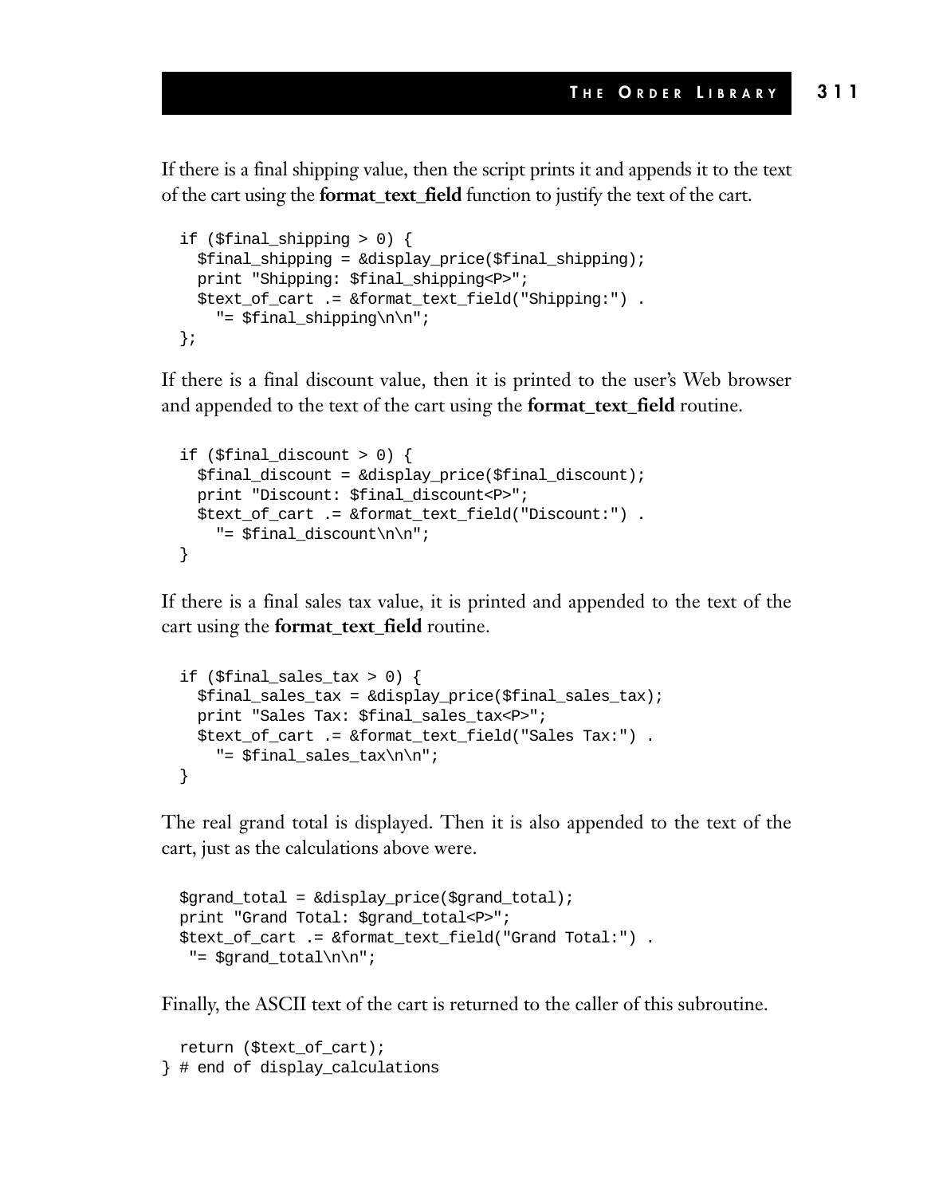If there is a final shipping value, then the script prints it and appends it to the text of the cart using the **format_text_field** function to justify the text of the cart.

```
  if ($final_shipping > 0) {
    $final_shipping = &display_price($final_shipping);
    print "Shipping: $final_shipping<P>";
    $text_of_cart .= &format_text_field("Shipping:") .
      "= $final_shipping\n\n";
  };
```

If there is a final discount value, then it is printed to the user's Web browser and appended to the text of the cart using the **format_text_field** routine.

```
  if ($final_discount > 0) {
    $final_discount = &display_price($final_discount);
    print "Discount: $final_discount<P>";
    $text_of_cart .= &format_text_field("Discount:") .
      "= $final_discount\n\n";
  }
```

If there is a final sales tax value, it is printed and appended to the text of the cart using the **format_text_field** routine.

```
  if ($final_sales_tax > 0) {
    $final_sales_tax = &display_price($final_sales_tax);
    print "Sales Tax: $final_sales_tax<P>";
    $text_of_cart .= &format_text_field("Sales Tax:") .
      "= $final_sales_tax\n\n";
  }
```

The real grand total is displayed. Then it is also appended to the text of the cart, just as the calculations above were.

```
  $grand_total = &display_price($grand_total);
  print "Grand Total: $grand_total<P>";
  $text_of_cart .= &format_text_field("Grand Total:") .
   "= $grand_total\n\n";
```

Finally, the ASCII text of the cart is returned to the caller of this subroutine.

```
  return ($text_of_cart);
} # end of display_calculations
```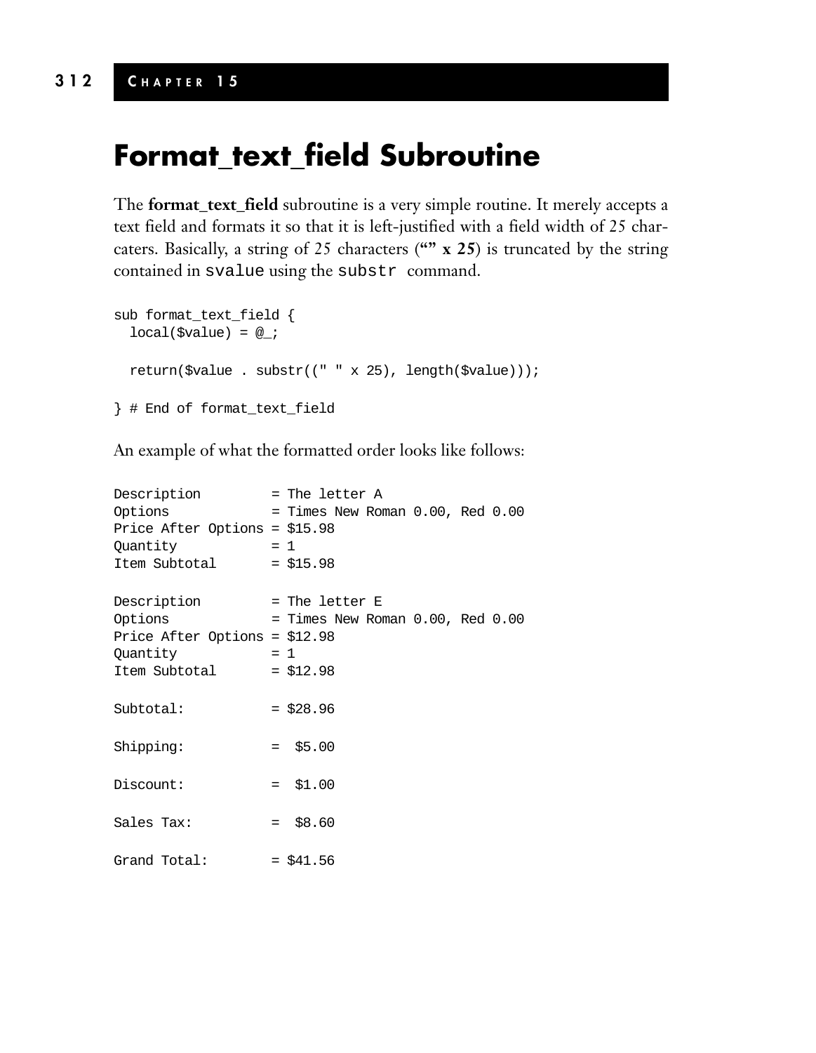# Format_text_field Subroutine

The **format_text_field** subroutine is a very simple routine. It merely accepts a text field and formats it so that it is left-justified with a field width of 25 characters. Basically, a string of 25 characters (**"" x 25**) is truncated by the string contained in `svalue` using the `substr` command.

```
sub format_text_field {
  local($value) = @_;

  return($value . substr((" " x 25), length($value)));

} # End of format_text_field
```

An example of what the formatted order looks like follows:

```
Description         = The letter A
Options             = Times New Roman 0.00, Red 0.00
Price After Options = $15.98
Quantity            = 1
Item Subtotal       = $15.98

Description         = The letter E
Options             = Times New Roman 0.00, Red 0.00
Price After Options = $12.98
Quantity            = 1
Item Subtotal       = $12.98

Subtotal:           = $28.96

Shipping:           =  $5.00

Discount:           =  $1.00

Sales Tax:          =  $8.60

Grand Total:        = $41.56
```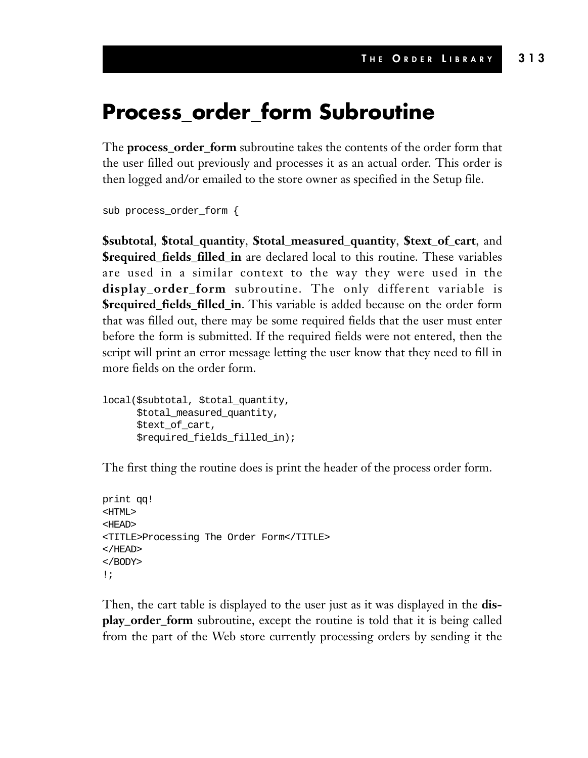# Process_order_form Subroutine

The **process_order_form** subroutine takes the contents of the order form that the user filled out previously and processes it as an actual order. This order is then logged and/or emailed to the store owner as specified in the Setup file.

```
sub process_order_form {
```

**$subtotal**, **$total_quantity**, **$total_measured_quantity**, **$text_of_cart**, and **$required_fields_filled_in** are declared local to this routine. These variables are used in a similar context to the way they were used in the **display_order_form** subroutine. The only different variable is **$required_fields_filled_in**. This variable is added because on the order form that was filled out, there may be some required fields that the user must enter before the form is submitted. If the required fields were not entered, then the script will print an error message letting the user know that they need to fill in more fields on the order form.

```
local($subtotal, $total_quantity,
      $total_measured_quantity,
      $text_of_cart,
      $required_fields_filled_in);
```

The first thing the routine does is print the header of the process order form.

```
print qq!
<HTML>
<HEAD>
<TITLE>Processing The Order Form</TITLE>
</HEAD>
</BODY>
!;
```

Then, the cart table is displayed to the user just as it was displayed in the **display_order_form** subroutine, except the routine is told that it is being called from the part of the Web store currently processing orders by sending it the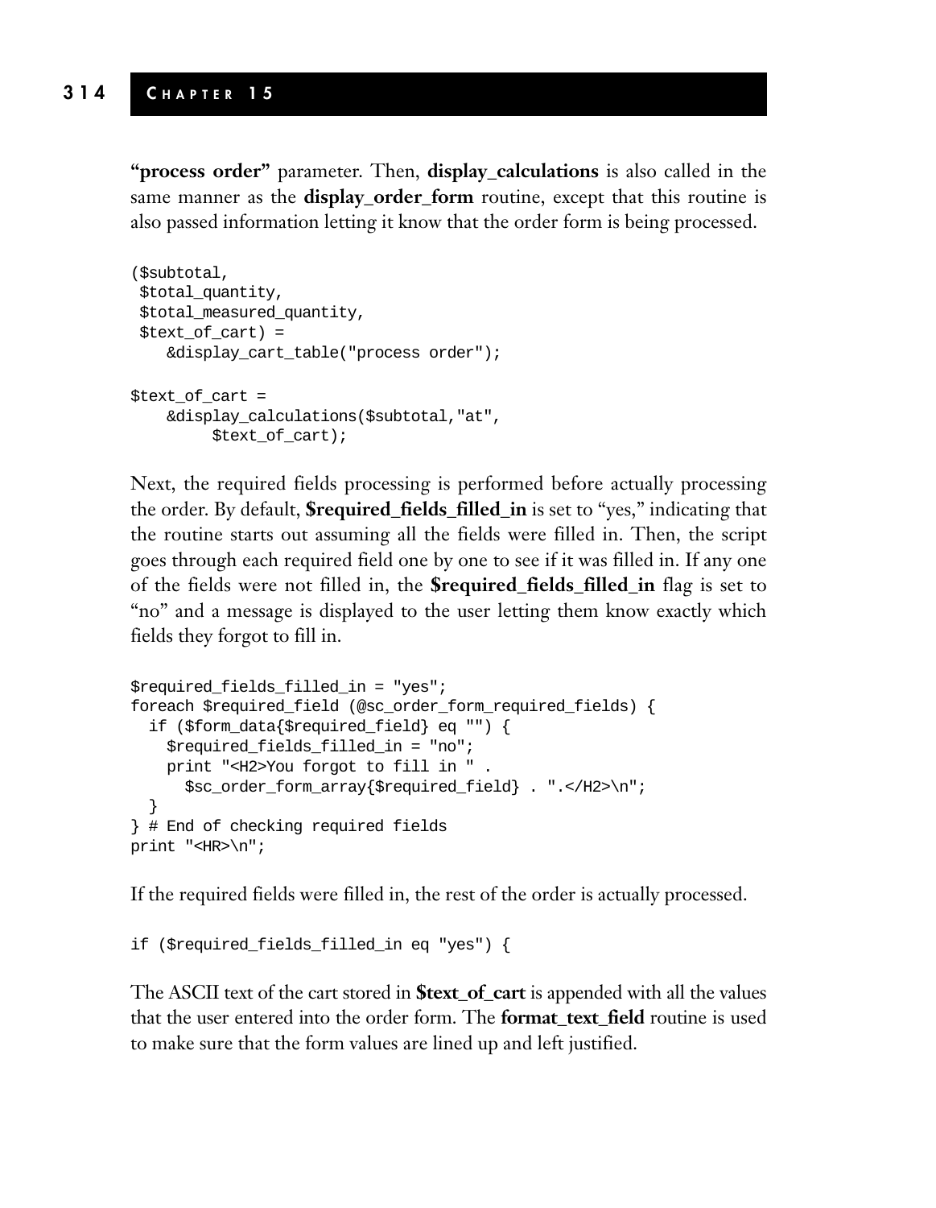**"process order"** parameter. Then, **display_calculations** is also called in the same manner as the **display_order_form** routine, except that this routine is also passed information letting it know that the order form is being processed.

```
($subtotal,
 $total_quantity,
 $total_measured_quantity,
 $text_of_cart) =
    &display_cart_table("process order");

$text_of_cart =
    &display_calculations($subtotal,"at",
         $text_of_cart);
```

Next, the required fields processing is performed before actually processing the order. By default, **$required_fields_filled_in** is set to "yes," indicating that the routine starts out assuming all the fields were filled in. Then, the script goes through each required field one by one to see if it was filled in. If any one of the fields were not filled in, the **$required_fields_filled_in** flag is set to "no" and a message is displayed to the user letting them know exactly which fields they forgot to fill in.

```
$required_fields_filled_in = "yes";
foreach $required_field (@sc_order_form_required_fields) {
  if ($form_data{$required_field} eq "") {
    $required_fields_filled_in = "no";
    print "<H2>You forgot to fill in " .
      $sc_order_form_array{$required_field} . ".</H2>\n";
  }
} # End of checking required fields
print "<HR>\n";
```

If the required fields were filled in, the rest of the order is actually processed.

```
if ($required_fields_filled_in eq "yes") {
```

The ASCII text of the cart stored in **$text_of_cart** is appended with all the values that the user entered into the order form. The **format_text_field** routine is used to make sure that the form values are lined up and left justified.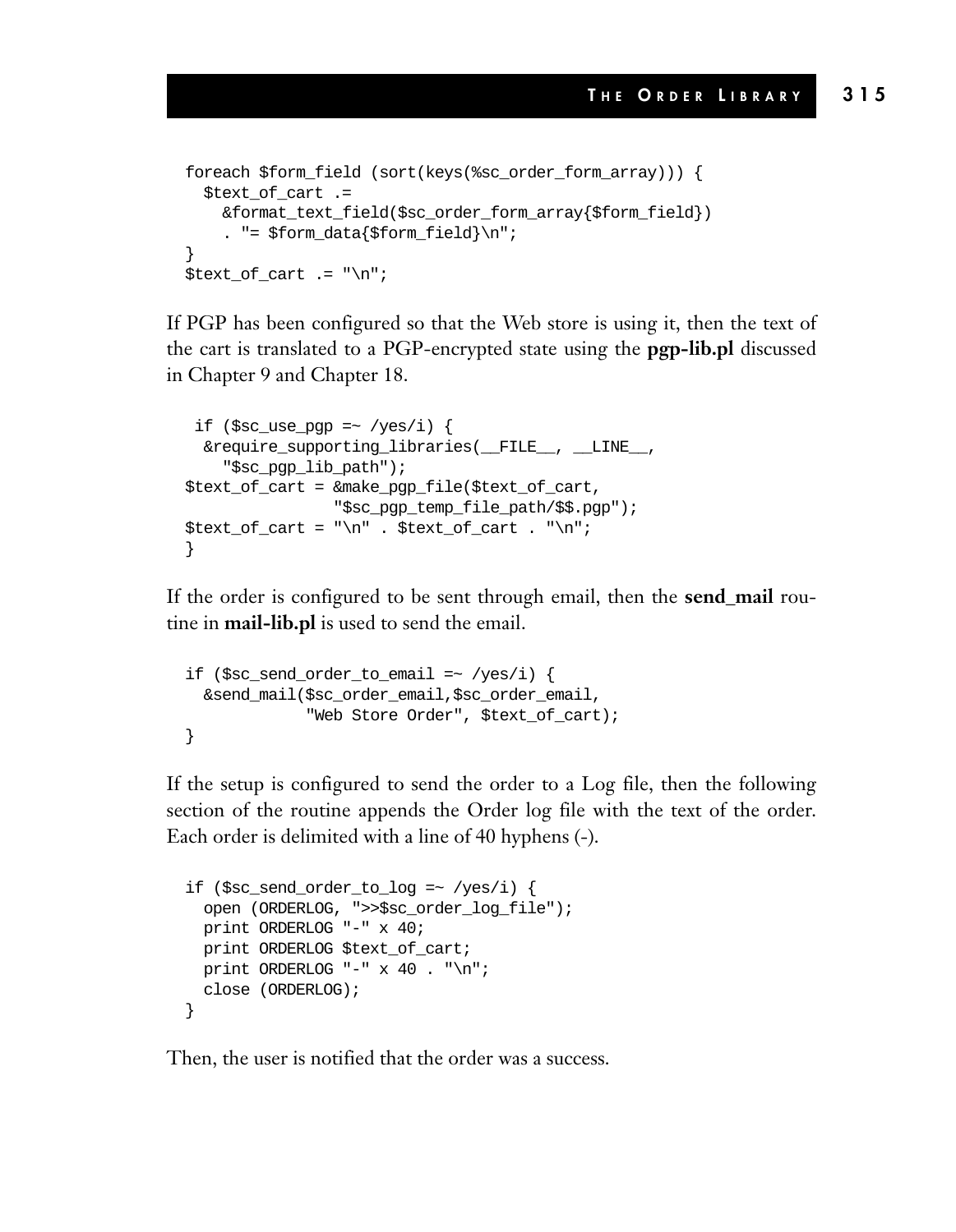```
foreach $form_field (sort(keys(%sc_order_form_array))) {
  $text_of_cart .=
    &format_text_field($sc_order_form_array{$form_field})
    . "= $form_data{$form_field}\n";
}
$text_of_cart .= "\n";
```

If PGP has been configured so that the Web store is using it, then the text of the cart is translated to a PGP-encrypted state using the **pgp-lib.pl** discussed in Chapter 9 and Chapter 18.

```
 if ($sc_use_pgp =~ /yes/i) {
  &require_supporting_libraries(__FILE__, __LINE__,
    "$sc_pgp_lib_path");
$text_of_cart = &make_pgp_file($text_of_cart,
                "$sc_pgp_temp_file_path/$$.pgp");
$text_of_cart = "\n" . $text_of_cart . "\n";
}
```

If the order is configured to be sent through email, then the **send_mail** routine in **mail-lib.pl** is used to send the email.

```
if ($sc_send_order_to_email =~ /yes/i) {
  &send_mail($sc_order_email,$sc_order_email,
            "Web Store Order", $text_of_cart);
}
```

If the setup is configured to send the order to a Log file, then the following section of the routine appends the Order log file with the text of the order. Each order is delimited with a line of 40 hyphens (-).

```
if ($sc_send_order_to_log =~ /yes/i) {
  open (ORDERLOG, ">>$sc_order_log_file");
  print ORDERLOG "-" x 40;
  print ORDERLOG $text_of_cart;
  print ORDERLOG "-" x 40 . "\n";
  close (ORDERLOG);
}
```

Then, the user is notified that the order was a success.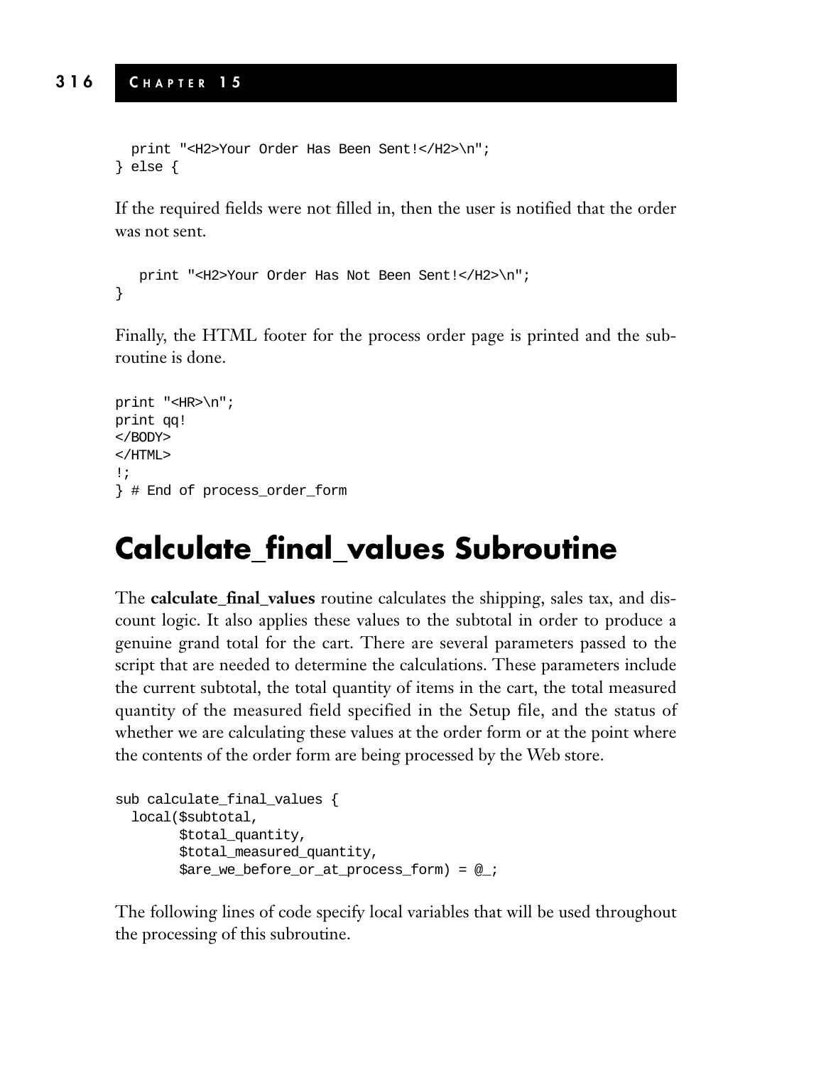```
  print "<H2>Your Order Has Been Sent!</H2>\n";
} else {
```

If the required fields were not filled in, then the user is notified that the order was not sent.

```
   print "<H2>Your Order Has Not Been Sent!</H2>\n";
}
```

Finally, the HTML footer for the process order page is printed and the subroutine is done.

```
print "<HR>\n";
print qq!
</BODY>
</HTML>
!;
} # End of process_order_form
```

# Calculate_final_values Subroutine

The **calculate_final_values** routine calculates the shipping, sales tax, and discount logic. It also applies these values to the subtotal in order to produce a genuine grand total for the cart. There are several parameters passed to the script that are needed to determine the calculations. These parameters include the current subtotal, the total quantity of items in the cart, the total measured quantity of the measured field specified in the Setup file, and the status of whether we are calculating these values at the order form or at the point where the contents of the order form are being processed by the Web store.

```
sub calculate_final_values {
  local($subtotal,
        $total_quantity,
        $total_measured_quantity,
        $are_we_before_or_at_process_form) = @_;
```

The following lines of code specify local variables that will be used throughout the processing of this subroutine.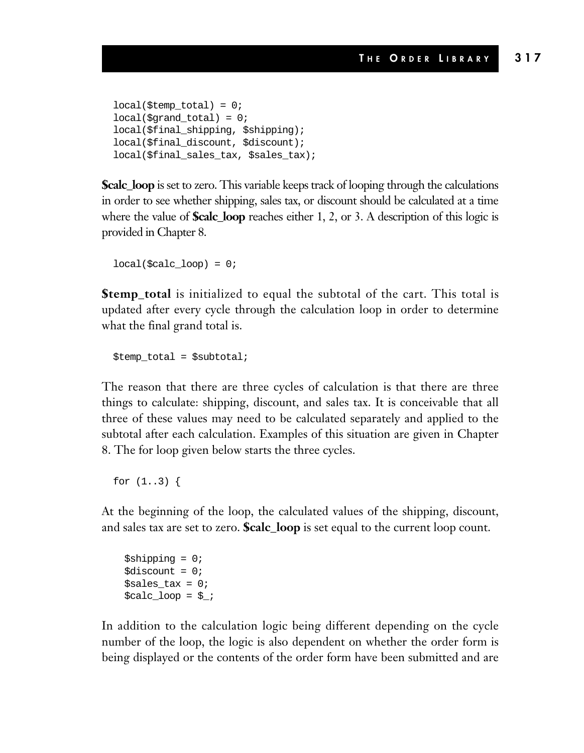```
local($temp_total) = 0;
local($grand_total) = 0;
local($final_shipping, $shipping);
local($final_discount, $discount);
local($final_sales_tax, $sales_tax);
```

**$calc_loop** is set to zero. This variable keeps track of looping through the calculations in order to see whether shipping, sales tax, or discount should be calculated at a time where the value of **$calc_loop** reaches either 1, 2, or 3. A description of this logic is provided in Chapter 8.

```
local($calc_loop) = 0;
```

**$temp_total** is initialized to equal the subtotal of the cart. This total is updated after every cycle through the calculation loop in order to determine what the final grand total is.

```
$temp_total = $subtotal;
```

The reason that there are three cycles of calculation is that there are three things to calculate: shipping, discount, and sales tax. It is conceivable that all three of these values may need to be calculated separately and applied to the subtotal after each calculation. Examples of this situation are given in Chapter 8. The for loop given below starts the three cycles.

```
for (1..3) {
```

At the beginning of the loop, the calculated values of the shipping, discount, and sales tax are set to zero. **$calc_loop** is set equal to the current loop count.

```
  $shipping = 0;
  $discount = 0;
  $sales_tax = 0;
  $calc_loop = $_;
```

In addition to the calculation logic being different depending on the cycle number of the loop, the logic is also dependent on whether the order form is being displayed or the contents of the order form have been submitted and are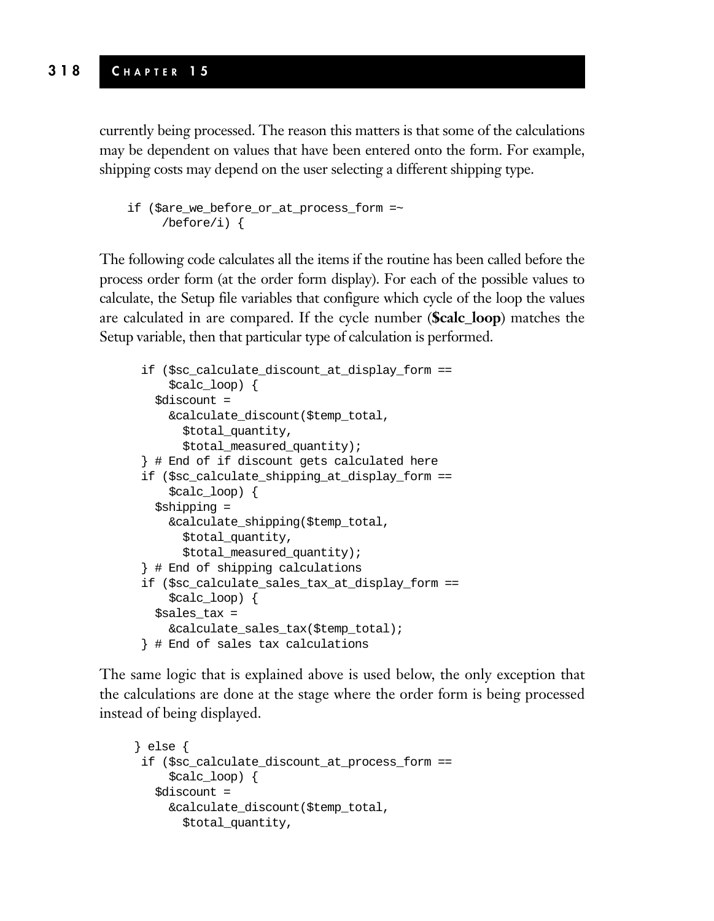currently being processed. The reason this matters is that some of the calculations may be dependent on values that have been entered onto the form. For example, shipping costs may depend on the user selecting a different shipping type.

```
if ($are_we_before_or_at_process_form =~
     /before/i) {
```

The following code calculates all the items if the routine has been called before the process order form (at the order form display). For each of the possible values to calculate, the Setup file variables that configure which cycle of the loop the values are calculated in are compared. If the cycle number (**$calc_loop**) matches the Setup variable, then that particular type of calculation is performed.

```
 if ($sc_calculate_discount_at_display_form ==
     $calc_loop) {
   $discount =
     &calculate_discount($temp_total,
       $total_quantity,
       $total_measured_quantity);
 } # End of if discount gets calculated here
 if ($sc_calculate_shipping_at_display_form ==
     $calc_loop) {
   $shipping =
     &calculate_shipping($temp_total,
       $total_quantity,
       $total_measured_quantity);
 } # End of shipping calculations
 if ($sc_calculate_sales_tax_at_display_form ==
     $calc_loop) {
   $sales_tax =
     &calculate_sales_tax($temp_total);
 } # End of sales tax calculations
```

The same logic that is explained above is used below, the only exception that the calculations are done at the stage where the order form is being processed instead of being displayed.

```
} else {
 if ($sc_calculate_discount_at_process_form ==
     $calc_loop) {
   $discount =
     &calculate_discount($temp_total,
       $total_quantity,
```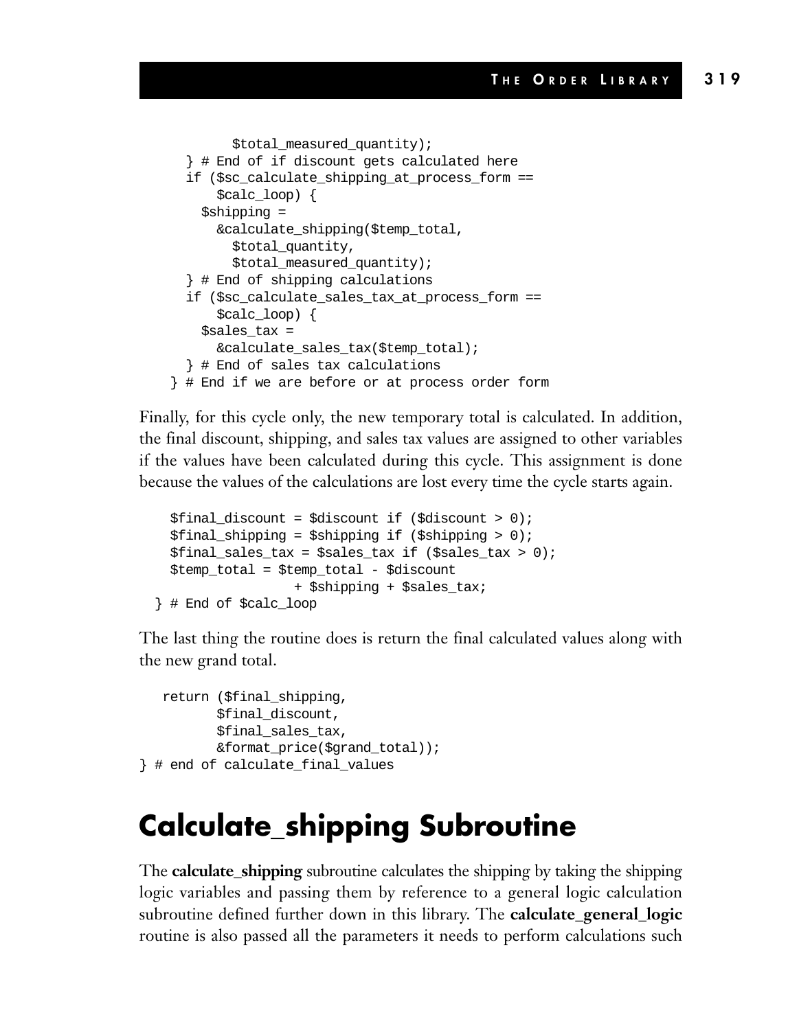```
        $total_measured_quantity);
    } # End of if discount gets calculated here
    if ($sc_calculate_shipping_at_process_form ==
        $calc_loop) {
      $shipping =
        &calculate_shipping($temp_total,
          $total_quantity,
          $total_measured_quantity);
    } # End of shipping calculations
    if ($sc_calculate_sales_tax_at_process_form ==
        $calc_loop) {
      $sales_tax =
        &calculate_sales_tax($temp_total);
    } # End of sales tax calculations
  } # End if we are before or at process order form
```

Finally, for this cycle only, the new temporary total is calculated. In addition, the final discount, shipping, and sales tax values are assigned to other variables if the values have been calculated during this cycle. This assignment is done because the values of the calculations are lost every time the cycle starts again.

```
    $final_discount = $discount if ($discount > 0);
    $final_shipping = $shipping if ($shipping > 0);
    $final_sales_tax = $sales_tax if ($sales_tax > 0);
    $temp_total = $temp_total - $discount
                    + $shipping + $sales_tax;
  } # End of $calc_loop
```

The last thing the routine does is return the final calculated values along with the new grand total.

```
   return ($final_shipping,
          $final_discount,
          $final_sales_tax,
          &format_price($grand_total));
} # end of calculate_final_values
```

# Calculate_shipping Subroutine

The **calculate_shipping** subroutine calculates the shipping by taking the shipping logic variables and passing them by reference to a general logic calculation subroutine defined further down in this library. The **calculate_general_logic** routine is also passed all the parameters it needs to perform calculations such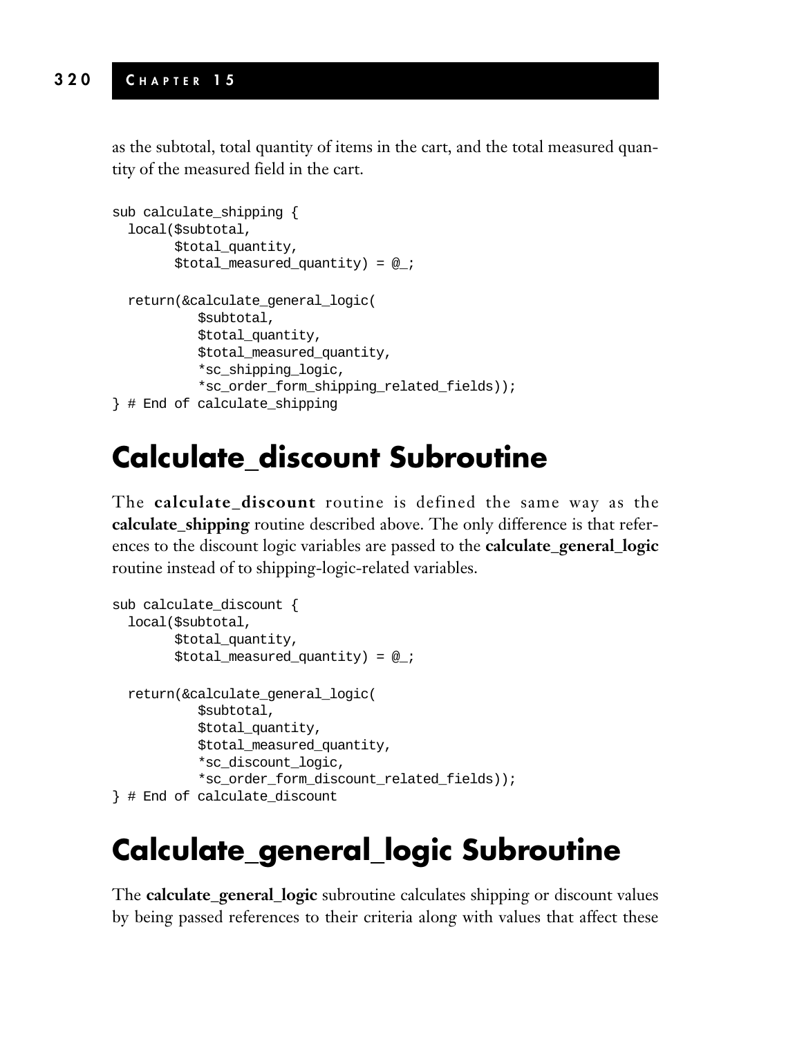as the subtotal, total quantity of items in the cart, and the total measured quantity of the measured field in the cart.

```
sub calculate_shipping {
  local($subtotal,
        $total_quantity,
        $total_measured_quantity) = @_;

  return(&calculate_general_logic(
           $subtotal,
           $total_quantity,
           $total_measured_quantity,
           *sc_shipping_logic,
           *sc_order_form_shipping_related_fields));
} # End of calculate_shipping
```

## Calculate_discount Subroutine

The **calculate_discount** routine is defined the same way as the **calculate_shipping** routine described above. The only difference is that references to the discount logic variables are passed to the **calculate_general_logic** routine instead of to shipping-logic-related variables.

```
sub calculate_discount {
  local($subtotal,
        $total_quantity,
        $total_measured_quantity) = @_;

  return(&calculate_general_logic(
           $subtotal,
           $total_quantity,
           $total_measured_quantity,
           *sc_discount_logic,
           *sc_order_form_discount_related_fields));
} # End of calculate_discount
```

## Calculate_general_logic Subroutine

The **calculate_general_logic** subroutine calculates shipping or discount values by being passed references to their criteria along with values that affect these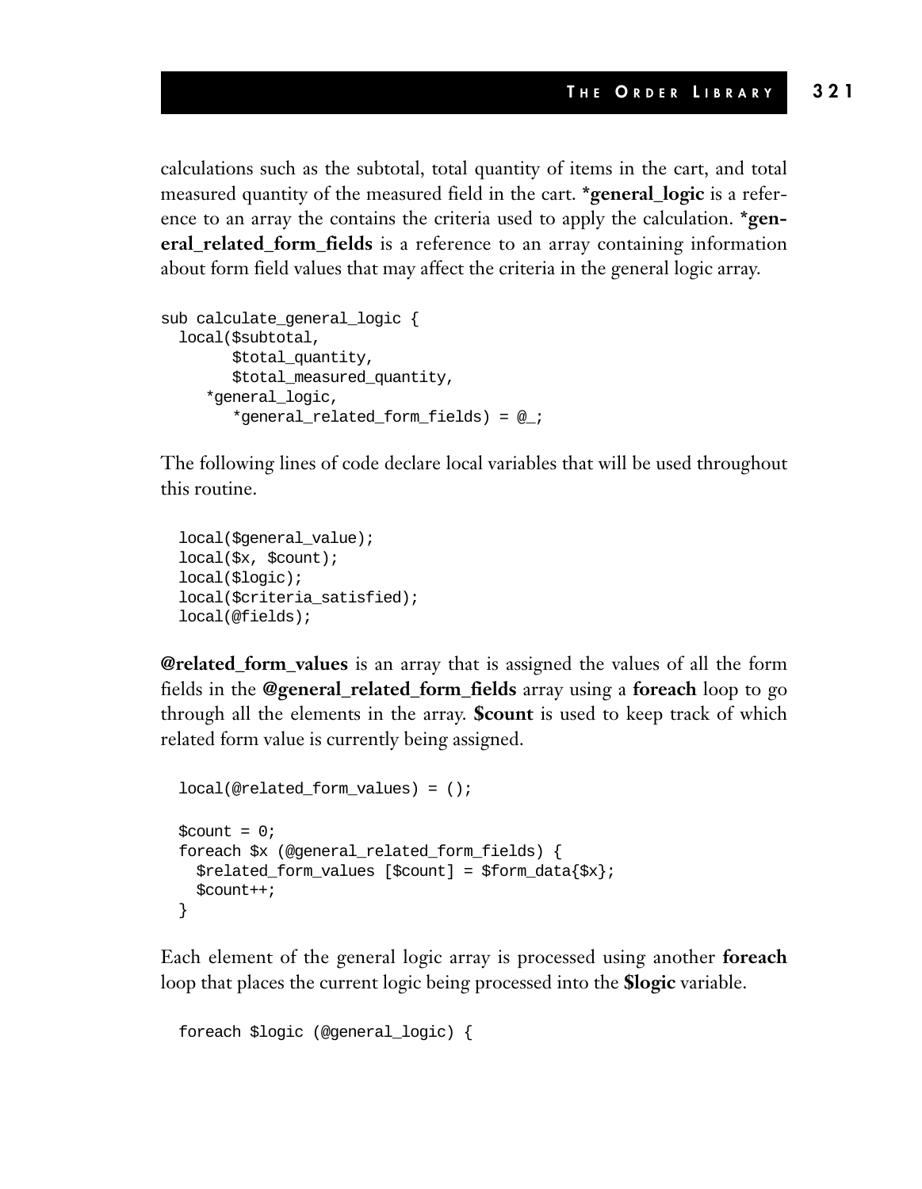calculations such as the subtotal, total quantity of items in the cart, and total measured quantity of the measured field in the cart. ***general_logic** is a reference to an array the contains the criteria used to apply the calculation. ***general_related_form_fields** is a reference to an array containing information about form field values that may affect the criteria in the general logic array.

```
sub calculate_general_logic {
  local($subtotal,
        $total_quantity,
        $total_measured_quantity,
     *general_logic,
        *general_related_form_fields) = @_;
```

The following lines of code declare local variables that will be used throughout this routine.

```
  local($general_value);
  local($x, $count);
  local($logic);
  local($criteria_satisfied);
  local(@fields);
```

**@related_form_values** is an array that is assigned the values of all the form fields in the **@general_related_form_fields** array using a **foreach** loop to go through all the elements in the array. **$count** is used to keep track of which related form value is currently being assigned.

```
  local(@related_form_values) = ();

  $count = 0;
  foreach $x (@general_related_form_fields) {
    $related_form_values [$count] = $form_data{$x};
    $count++;
  }
```

Each element of the general logic array is processed using another **foreach** loop that places the current logic being processed into the **$logic** variable.

```
  foreach $logic (@general_logic) {
```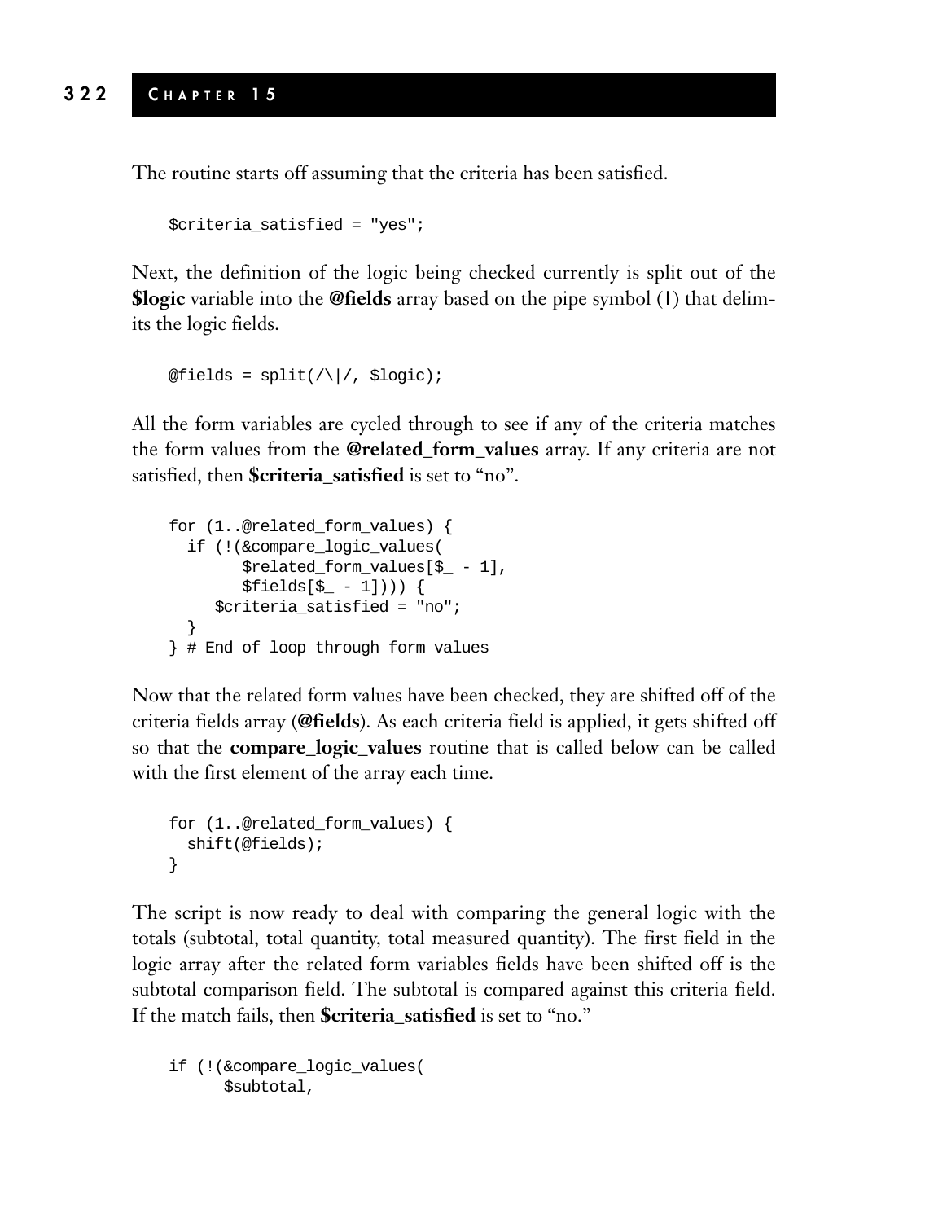The routine starts off assuming that the criteria has been satisfied.

```
$criteria_satisfied = "yes";
```

Next, the definition of the logic being checked currently is split out of the **$logic** variable into the **@fields** array based on the pipe symbol (|) that delimits the logic fields.

```
@fields = split(/\|/, $logic);
```

All the form variables are cycled through to see if any of the criteria matches the form values from the **@related_form_values** array. If any criteria are not satisfied, then **$criteria_satisfied** is set to "no".

```
for (1..@related_form_values) {
  if (!(&compare_logic_values(
        $related_form_values[$_ - 1],
        $fields[$_ - 1]))) {
     $criteria_satisfied = "no";
  }
} # End of loop through form values
```

Now that the related form values have been checked, they are shifted off of the criteria fields array (**@fields**). As each criteria field is applied, it gets shifted off so that the **compare_logic_values** routine that is called below can be called with the first element of the array each time.

```
for (1..@related_form_values) {
  shift(@fields);
}
```

The script is now ready to deal with comparing the general logic with the totals (subtotal, total quantity, total measured quantity). The first field in the logic array after the related form variables fields have been shifted off is the subtotal comparison field. The subtotal is compared against this criteria field. If the match fails, then **$criteria_satisfied** is set to "no."

```
if (!(&compare_logic_values(
      $subtotal,
```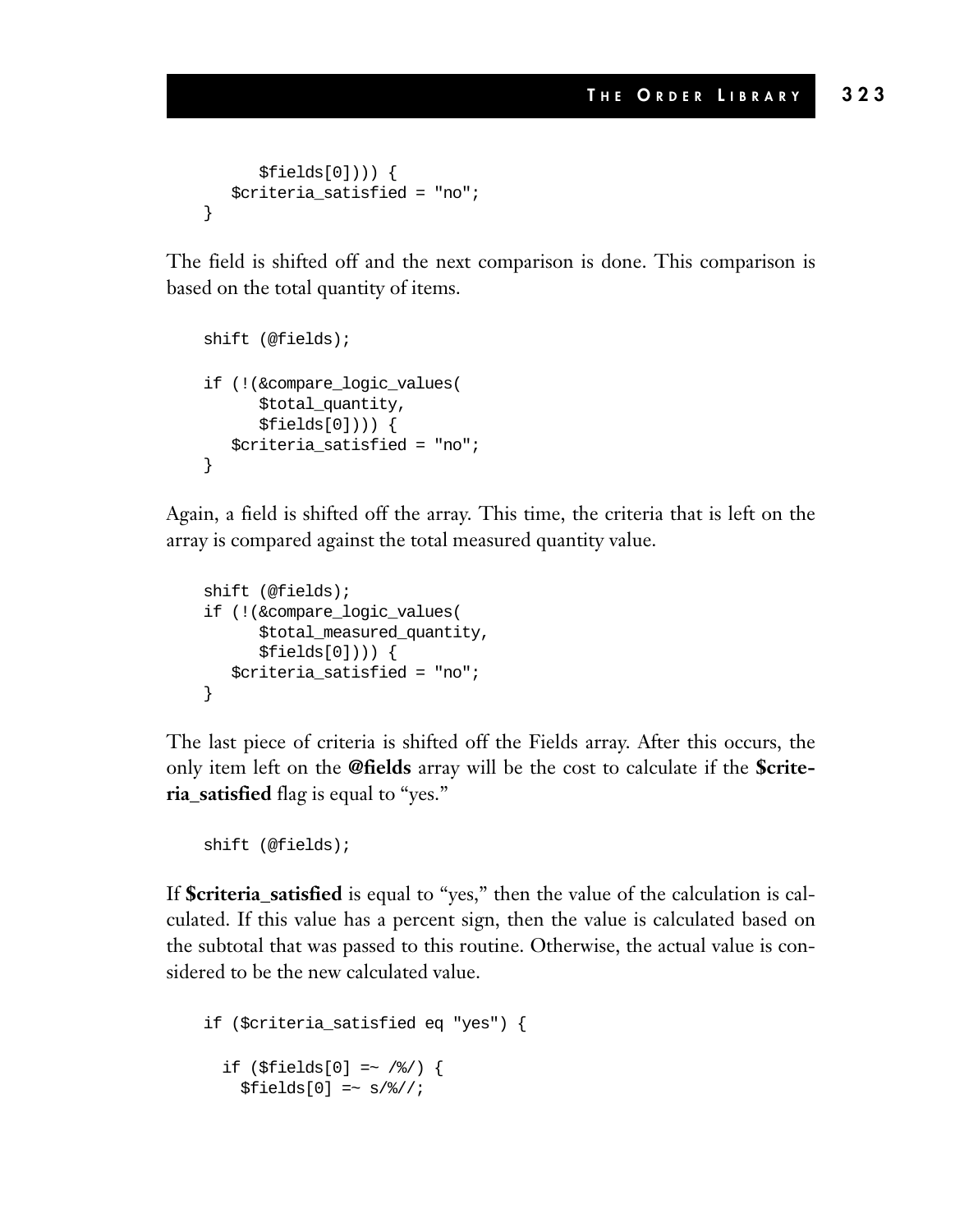```
       $fields[0]))) {
     $criteria_satisfied = "no";
  }
```

The field is shifted off and the next comparison is done. This comparison is based on the total quantity of items.

```
  shift (@fields);

  if (!(&compare_logic_values(
        $total_quantity,
        $fields[0]))) {
     $criteria_satisfied = "no";
  }
```

Again, a field is shifted off the array. This time, the criteria that is left on the array is compared against the total measured quantity value.

```
  shift (@fields);
  if (!(&compare_logic_values(
        $total_measured_quantity,
        $fields[0]))) {
     $criteria_satisfied = "no";
  }
```

The last piece of criteria is shifted off the Fields array. After this occurs, the only item left on the **@fields** array will be the cost to calculate if the **$criteria_satisfied** flag is equal to "yes."

```
  shift (@fields);
```

If **$criteria_satisfied** is equal to "yes," then the value of the calculation is calculated. If this value has a percent sign, then the value is calculated based on the subtotal that was passed to this routine. Otherwise, the actual value is considered to be the new calculated value.

```
  if ($criteria_satisfied eq "yes") {

    if ($fields[0] =~ /%/) {
      $fields[0] =~ s/%//;
```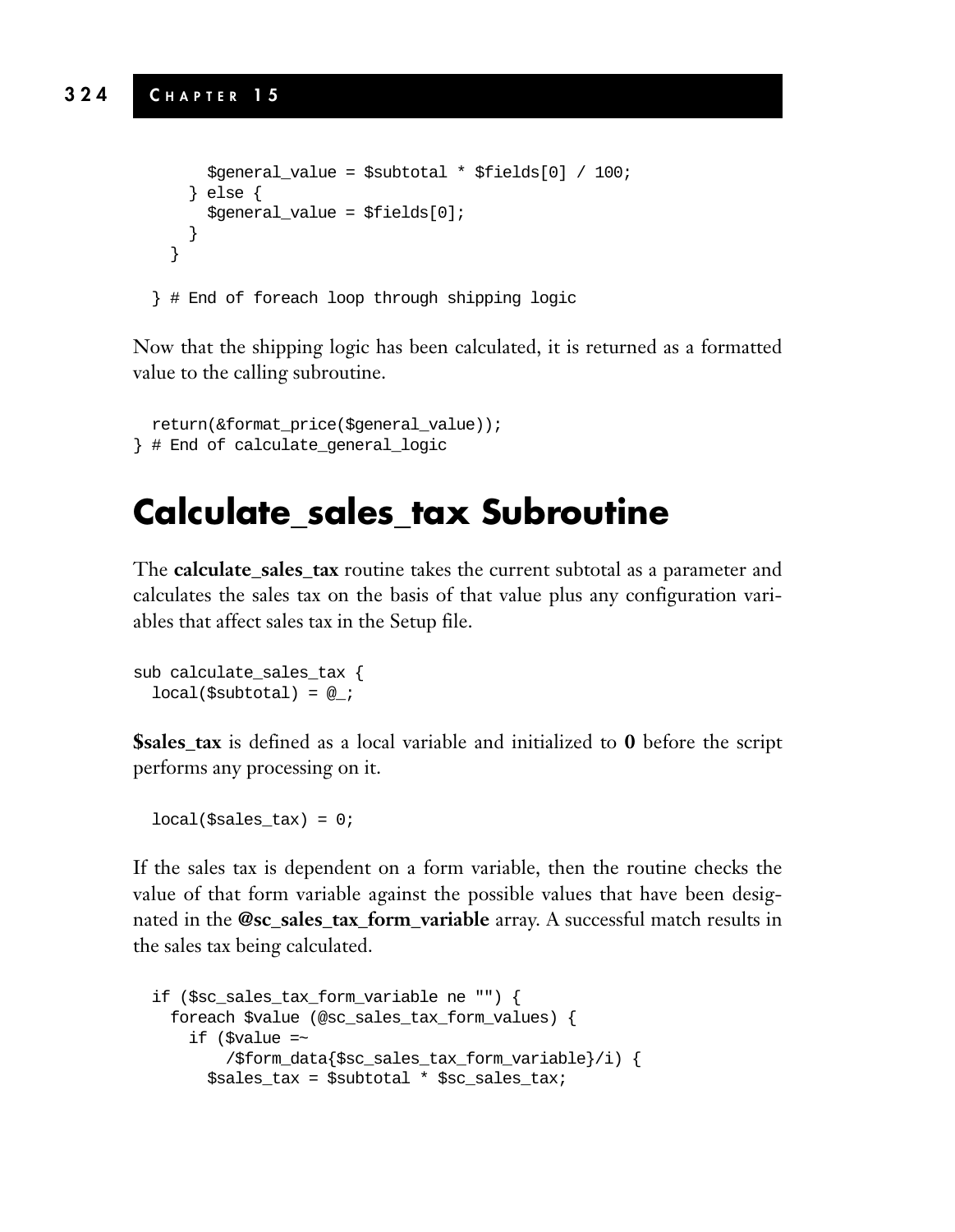```
        $general_value = $subtotal * $fields[0] / 100;
      } else {
        $general_value = $fields[0];
      }
    }

  } # End of foreach loop through shipping logic
```

Now that the shipping logic has been calculated, it is returned as a formatted value to the calling subroutine.

```
  return(&format_price($general_value));
} # End of calculate_general_logic
```

# Calculate_sales_tax Subroutine

The **calculate_sales_tax** routine takes the current subtotal as a parameter and calculates the sales tax on the basis of that value plus any configuration variables that affect sales tax in the Setup file.

```
sub calculate_sales_tax {
  local($subtotal) = @_;
```

**$sales_tax** is defined as a local variable and initialized to **0** before the script performs any processing on it.

```
  local($sales_tax) = 0;
```

If the sales tax is dependent on a form variable, then the routine checks the value of that form variable against the possible values that have been designated in the **@sc_sales_tax_form_variable** array. A successful match results in the sales tax being calculated.

```
  if ($sc_sales_tax_form_variable ne "") {
    foreach $value (@sc_sales_tax_form_values) {
      if ($value =~
          /$form_data{$sc_sales_tax_form_variable}/i) {
        $sales_tax = $subtotal * $sc_sales_tax;
```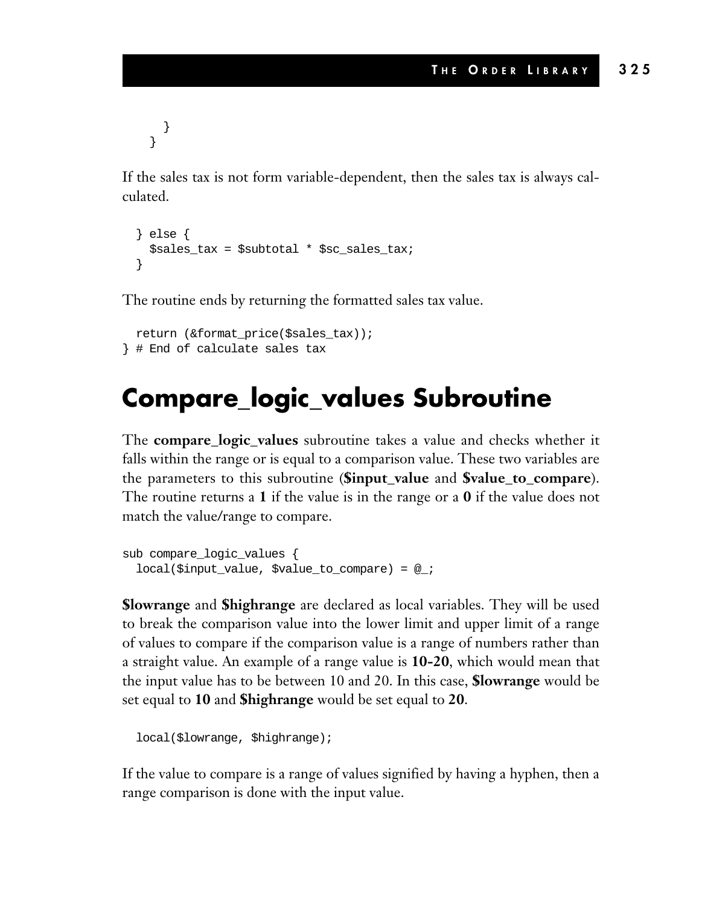```
    }
  }
```

If the sales tax is not form variable-dependent, then the sales tax is always calculated.

```
  } else {
    $sales_tax = $subtotal * $sc_sales_tax;
  }
```

The routine ends by returning the formatted sales tax value.

```
  return (&format_price($sales_tax));
} # End of calculate sales tax
```

# Compare_logic_values Subroutine

The **compare_logic_values** subroutine takes a value and checks whether it falls within the range or is equal to a comparison value. These two variables are the parameters to this subroutine (**$input_value** and **$value_to_compare**). The routine returns a **1** if the value is in the range or a **0** if the value does not match the value/range to compare.

```
sub compare_logic_values {
  local($input_value, $value_to_compare) = @_;
```

**$lowrange** and **$highrange** are declared as local variables. They will be used to break the comparison value into the lower limit and upper limit of a range of values to compare if the comparison value is a range of numbers rather than a straight value. An example of a range value is **10-20**, which would mean that the input value has to be between 10 and 20. In this case, **$lowrange** would be set equal to **10** and **$highrange** would be set equal to **20**.

```
  local($lowrange, $highrange);
```

If the value to compare is a range of values signified by having a hyphen, then a range comparison is done with the input value.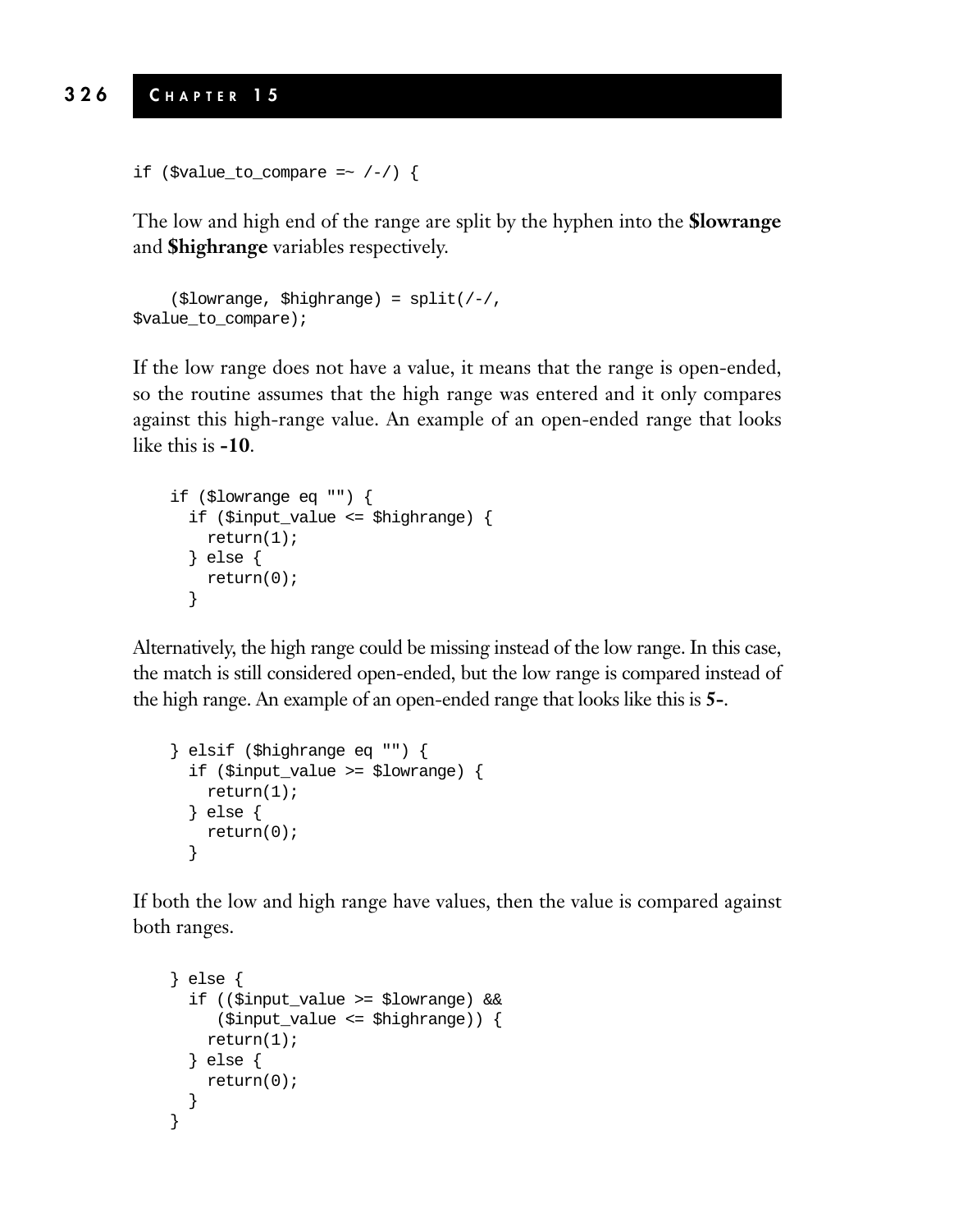```
if ($value_to_compare =~ /-/) {
```

The low and high end of the range are split by the hyphen into the **$lowrange** and **$highrange** variables respectively.

```
    ($lowrange, $highrange) = split(/-/,
$value_to_compare);
```

If the low range does not have a value, it means that the range is open-ended, so the routine assumes that the high range was entered and it only compares against this high-range value. An example of an open-ended range that looks like this is **-10**.

```
    if ($lowrange eq "") {
      if ($input_value <= $highrange) {
        return(1);
      } else {
        return(0);
      }
```

Alternatively, the high range could be missing instead of the low range. In this case, the match is still considered open-ended, but the low range is compared instead of the high range. An example of an open-ended range that looks like this is **5-**.

```
    } elsif ($highrange eq "") {
      if ($input_value >= $lowrange) {
        return(1);
      } else {
        return(0);
      }
```

If both the low and high range have values, then the value is compared against both ranges.

```
    } else {
      if (($input_value >= $lowrange) &&
         ($input_value <= $highrange)) {
        return(1);
      } else {
        return(0);
      }
    }
```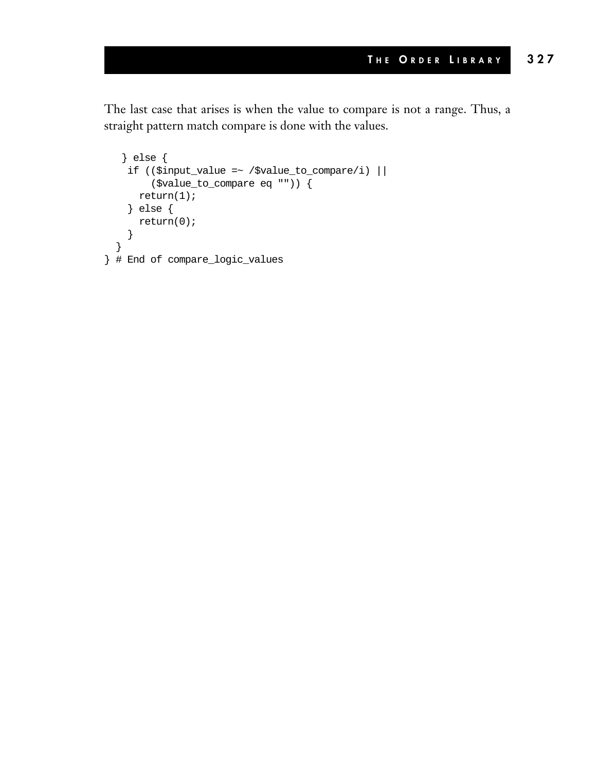The last case that arises is when the value to compare is not a range. Thus, a straight pattern match compare is done with the values.

```
   } else {
    if (($input_value =~ /$value_to_compare/i) ||
        ($value_to_compare eq "")) {
      return(1);
    } else {
      return(0);
    }
  }
} # End of compare_logic_values
```